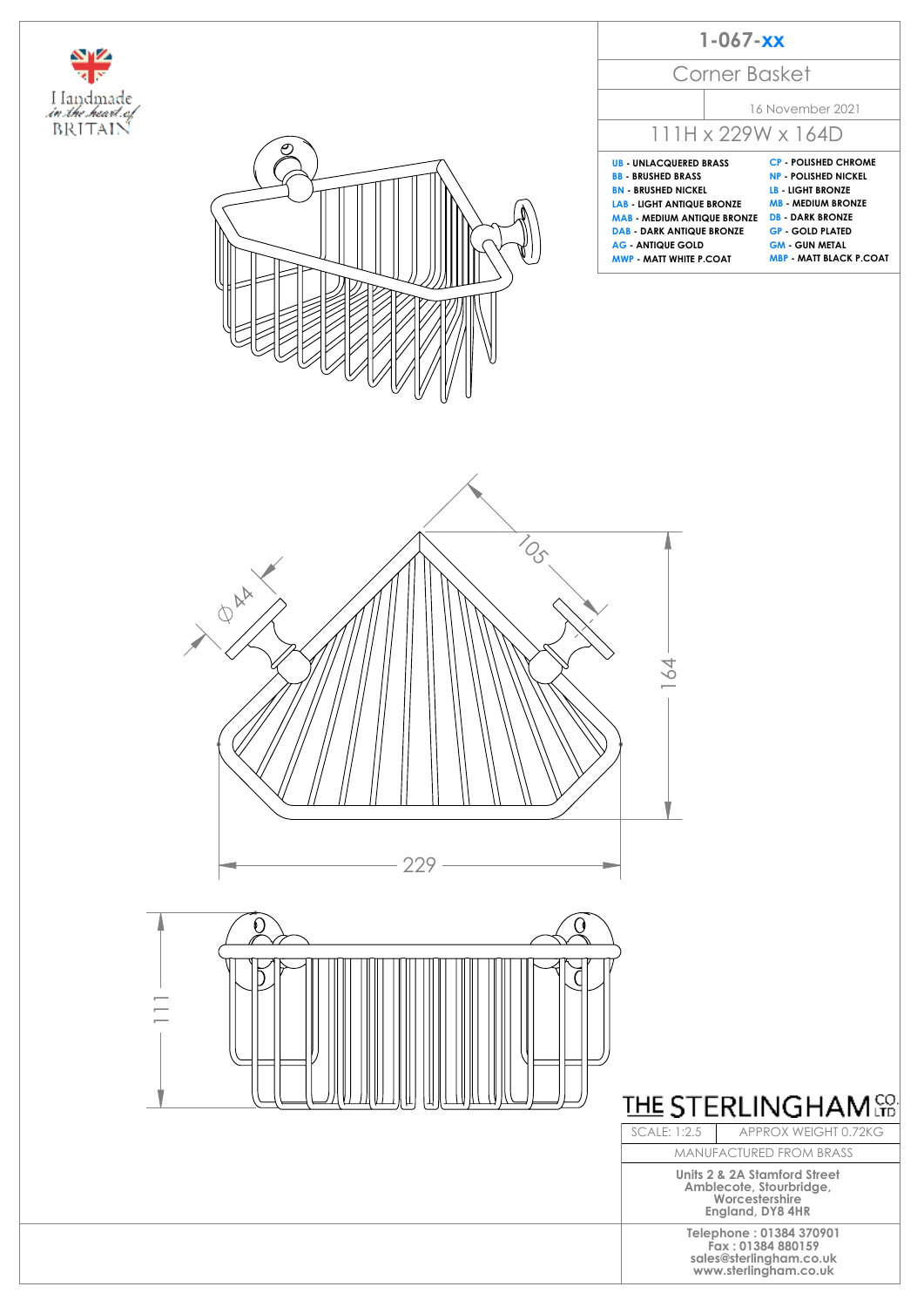Handmade in the heart of BRITAIN

# 1-067-xx

## Corner Basket

16 November 2021

111H x 229W x 164D

| | |
|---|---|
| **UB - UNLACQUERED BRASS** | **CP - POLISHED CHROME** |
| **BB - BRUSHED BRASS** | **NP - POLISHED NICKEL** |
| **BN - BRUSHED NICKEL** | **LB - LIGHT BRONZE** |
| **LAB - LIGHT ANTIQUE BRONZE** | **MB - MEDIUM BRONZE** |
| **MAB - MEDIUM ANTIQUE BRONZE** | **DB - DARK BRONZE** |
| **DAB - DARK ANTIQUE BRONZE** | **GP - GOLD PLATED** |
| **AG - ANTIQUE GOLD** | **GM - GUN METAL** |
| **MWP - MATT WHITE P.COAT** | **MBP - MATT BLACK P.COAT** |

105

Ø 44

164

229

111

THE STERLINGHAM CO. LTD

| | |
|---|---|
| SCALE: 1:2.5 | APPROX WEIGHT 0.72KG |

MANUFACTURED FROM BRASS

**Units 2 & 2A Stamford Street**
**Amblecote, Stourbridge,**
**Worcestershire**
**England, DY8 4HR**

**Telephone : 01384 370901**
**Fax : 01384 880159**
**sales@sterlingham.co.uk**
**www.sterlingham.co.uk**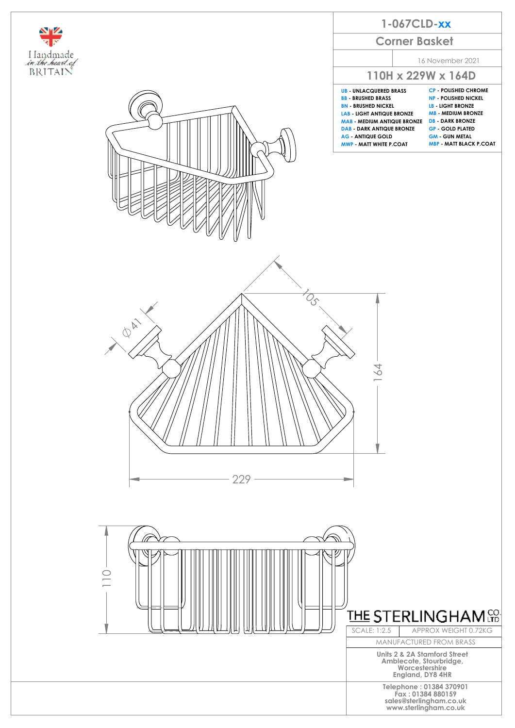Handmade *in the heart of* BRITAIN

# 1-067CLD-xx

## Corner Basket

16 November 2021

### 110H x 229W x 164D

| | |
|---|---|
| **UB** - UNLACQUERED BRASS | **CP** - POLISHED CHROME |
| **BB** - BRUSHED BRASS | **NP** - POLISHED NICKEL |
| **BN** - BRUSHED NICKEL | **LB** - LIGHT BRONZE |
| **LAB** - LIGHT ANTIQUE BRONZE | **MB** - MEDIUM BRONZE |
| **MAB** - MEDIUM ANTIQUE BRONZE | **DB** - DARK BRONZE |
| **DAB** - DARK ANTIQUE BRONZE | **GP** - GOLD PLATED |
| **AG** - ANTIQUE GOLD | **GM** - GUN METAL |
| **MWP** - MATT WHITE P.COAT | **MBP** - MATT BLACK P.COAT |

105

Ø41

164

229

110

THE STERLINGHAM CO. LTD

| SCALE: 1:2.5 | APPROX WEIGHT 0.72KG |
|---|---|

MANUFACTURED FROM BRASS

Units 2 & 2A Stamford Street
Amblecote, Stourbridge,
Worcestershire
England, DY8 4HR

Telephone : 01384 370901
Fax : 01384 880159
sales@sterlingham.co.uk
www.sterlingham.co.uk